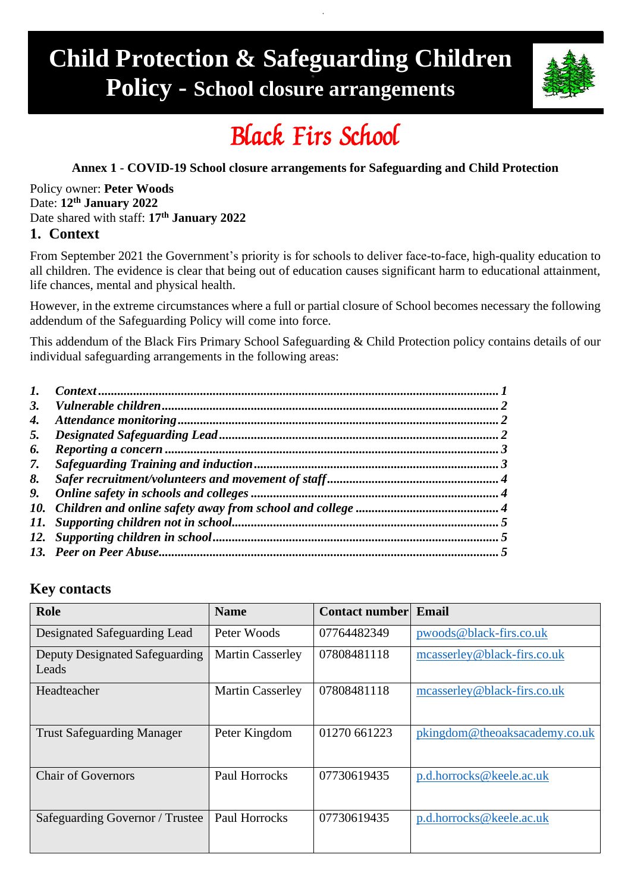# Child Protection & Safeguarding Children Policy - School closure arrangements

## Black Firs School

**Annex 1 - COVID-19 School closure arrangements for Safeguarding and Child Protection**

Policy owner: **Peter Woods**
Date: **12th January 2022**
Date shared with staff: **17th January 2022**

## 1. Context

From September 2021 the Government's priority is for schools to deliver face-to-face, high-quality education to all children. The evidence is clear that being out of education causes significant harm to educational attainment, life chances, mental and physical health.

However, in the extreme circumstances where a full or partial closure of School becomes necessary the following addendum of the Safeguarding Policy will come into force.

This addendum of the Black Firs Primary School Safeguarding & Child Protection policy contains details of our individual safeguarding arrangements in the following areas:

*1. Context ... 1*
*3. Vulnerable children ... 2*
*4. Attendance monitoring ... 2*
*5. Designated Safeguarding Lead ... 2*
*6. Reporting a concern ... 3*
*7. Safeguarding Training and induction ... 3*
*8. Safer recruitment/volunteers and movement of staff ... 4*
*9. Online safety in schools and colleges ... 4*
*10. Children and online safety away from school and college ... 4*
*11. Supporting children not in school ... 5*
*12. Supporting children in school ... 5*
*13. Peer on Peer Abuse ... 5*

### Key contacts

| Role | Name | Contact number | Email |
|---|---|---|---|
| Designated Safeguarding Lead | Peter Woods | 07764482349 | pwoods@black-firs.co.uk |
| Deputy Designated Safeguarding Leads | Martin Casserley | 07808481118 | mcasserley@black-firs.co.uk |
| Headteacher | Martin Casserley | 07808481118 | mcasserley@black-firs.co.uk |
| Trust Safeguarding Manager | Peter Kingdom | 01270 661223 | pkingdom@theoaksacademy.co.uk |
| Chair of Governors | Paul Horrocks | 07730619435 | p.d.horrocks@keele.ac.uk |
| Safeguarding Governor / Trustee | Paul Horrocks | 07730619435 | p.d.horrocks@keele.ac.uk |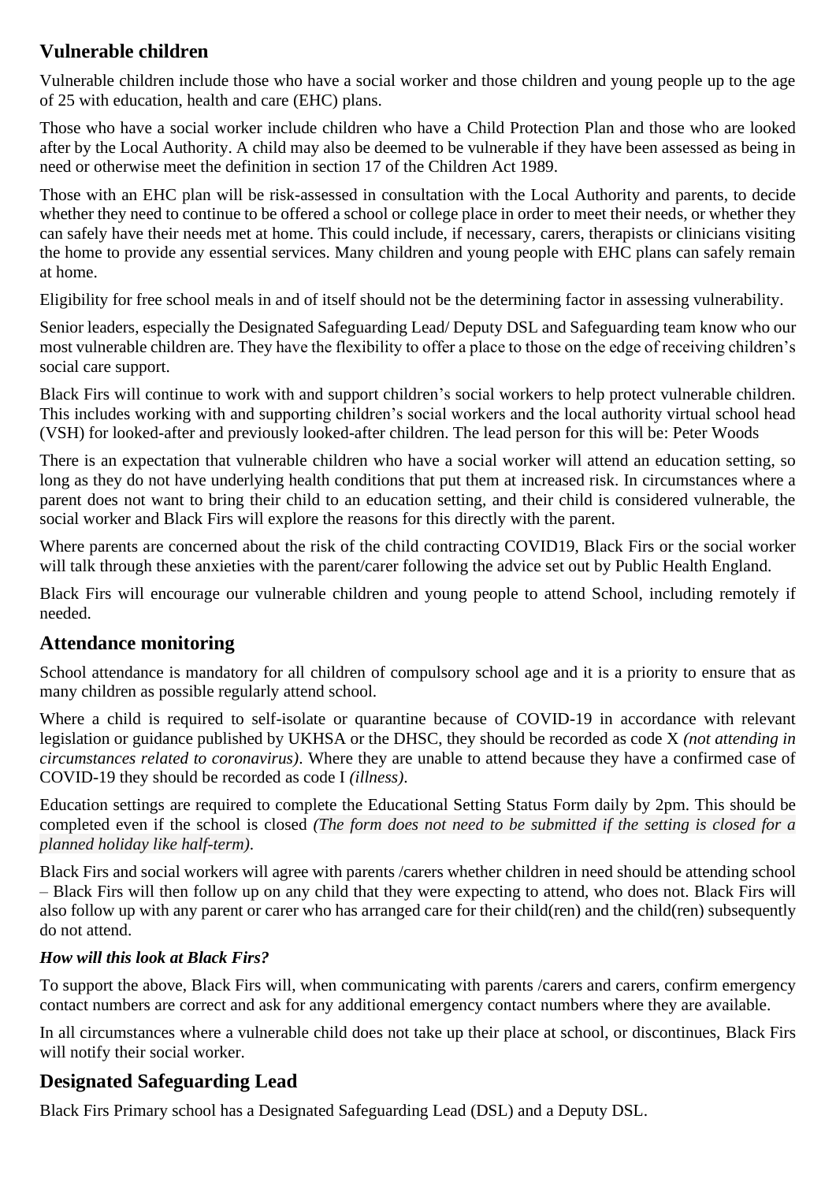## Vulnerable children

Vulnerable children include those who have a social worker and those children and young people up to the age of 25 with education, health and care (EHC) plans.

Those who have a social worker include children who have a Child Protection Plan and those who are looked after by the Local Authority. A child may also be deemed to be vulnerable if they have been assessed as being in need or otherwise meet the definition in section 17 of the Children Act 1989.

Those with an EHC plan will be risk-assessed in consultation with the Local Authority and parents, to decide whether they need to continue to be offered a school or college place in order to meet their needs, or whether they can safely have their needs met at home. This could include, if necessary, carers, therapists or clinicians visiting the home to provide any essential services. Many children and young people with EHC plans can safely remain at home.

Eligibility for free school meals in and of itself should not be the determining factor in assessing vulnerability.

Senior leaders, especially the Designated Safeguarding Lead/ Deputy DSL and Safeguarding team know who our most vulnerable children are. They have the flexibility to offer a place to those on the edge of receiving children's social care support.

Black Firs will continue to work with and support children's social workers to help protect vulnerable children. This includes working with and supporting children's social workers and the local authority virtual school head (VSH) for looked-after and previously looked-after children. The lead person for this will be: Peter Woods

There is an expectation that vulnerable children who have a social worker will attend an education setting, so long as they do not have underlying health conditions that put them at increased risk. In circumstances where a parent does not want to bring their child to an education setting, and their child is considered vulnerable, the social worker and Black Firs will explore the reasons for this directly with the parent.

Where parents are concerned about the risk of the child contracting COVID19, Black Firs or the social worker will talk through these anxieties with the parent/carer following the advice set out by Public Health England.

Black Firs will encourage our vulnerable children and young people to attend School, including remotely if needed.

## Attendance monitoring

School attendance is mandatory for all children of compulsory school age and it is a priority to ensure that as many children as possible regularly attend school.

Where a child is required to self-isolate or quarantine because of COVID-19 in accordance with relevant legislation or guidance published by UKHSA or the DHSC, they should be recorded as code X *(not attending in circumstances related to coronavirus)*. Where they are unable to attend because they have a confirmed case of COVID-19 they should be recorded as code I *(illness)*.

Education settings are required to complete the Educational Setting Status Form daily by 2pm. This should be completed even if the school is closed *(The form does not need to be submitted if the setting is closed for a planned holiday like half-term)*.

Black Firs and social workers will agree with parents /carers whether children in need should be attending school – Black Firs will then follow up on any child that they were expecting to attend, who does not. Black Firs will also follow up with any parent or carer who has arranged care for their child(ren) and the child(ren) subsequently do not attend.

***How will this look at Black Firs?***

To support the above, Black Firs will, when communicating with parents /carers and carers, confirm emergency contact numbers are correct and ask for any additional emergency contact numbers where they are available.

In all circumstances where a vulnerable child does not take up their place at school, or discontinues, Black Firs will notify their social worker.

## Designated Safeguarding Lead

Black Firs Primary school has a Designated Safeguarding Lead (DSL) and a Deputy DSL.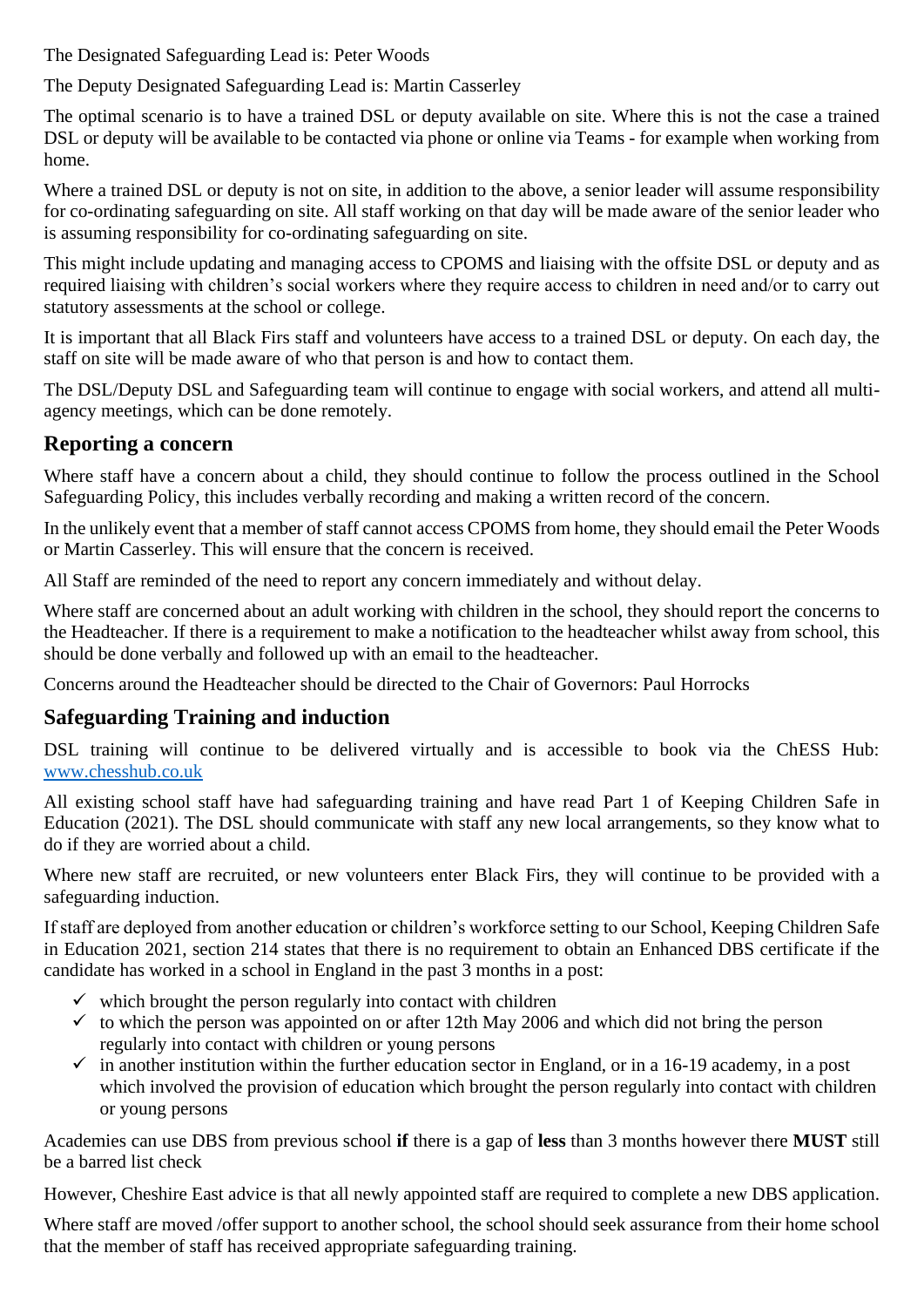The Designated Safeguarding Lead is: Peter Woods

The Deputy Designated Safeguarding Lead is: Martin Casserley

The optimal scenario is to have a trained DSL or deputy available on site. Where this is not the case a trained DSL or deputy will be available to be contacted via phone or online via Teams - for example when working from home.

Where a trained DSL or deputy is not on site, in addition to the above, a senior leader will assume responsibility for co-ordinating safeguarding on site. All staff working on that day will be made aware of the senior leader who is assuming responsibility for co-ordinating safeguarding on site.

This might include updating and managing access to CPOMS and liaising with the offsite DSL or deputy and as required liaising with children's social workers where they require access to children in need and/or to carry out statutory assessments at the school or college.

It is important that all Black Firs staff and volunteers have access to a trained DSL or deputy. On each day, the staff on site will be made aware of who that person is and how to contact them.

The DSL/Deputy DSL and Safeguarding team will continue to engage with social workers, and attend all multi-agency meetings, which can be done remotely.

## Reporting a concern

Where staff have a concern about a child, they should continue to follow the process outlined in the School Safeguarding Policy, this includes verbally recording and making a written record of the concern.

In the unlikely event that a member of staff cannot access CPOMS from home, they should email the Peter Woods or Martin Casserley. This will ensure that the concern is received.

All Staff are reminded of the need to report any concern immediately and without delay.

Where staff are concerned about an adult working with children in the school, they should report the concerns to the Headteacher. If there is a requirement to make a notification to the headteacher whilst away from school, this should be done verbally and followed up with an email to the headteacher.

Concerns around the Headteacher should be directed to the Chair of Governors: Paul Horrocks

## Safeguarding Training and induction

DSL training will continue to be delivered virtually and is accessible to book via the ChESS Hub: [www.chesshub.co.uk](www.chesshub.co.uk)

All existing school staff have had safeguarding training and have read Part 1 of Keeping Children Safe in Education (2021). The DSL should communicate with staff any new local arrangements, so they know what to do if they are worried about a child.

Where new staff are recruited, or new volunteers enter Black Firs, they will continue to be provided with a safeguarding induction.

If staff are deployed from another education or children's workforce setting to our School, Keeping Children Safe in Education 2021, section 214 states that there is no requirement to obtain an Enhanced DBS certificate if the candidate has worked in a school in England in the past 3 months in a post:

- ✓ which brought the person regularly into contact with children
- ✓ to which the person was appointed on or after 12th May 2006 and which did not bring the person regularly into contact with children or young persons
- ✓ in another institution within the further education sector in England, or in a 16-19 academy, in a post which involved the provision of education which brought the person regularly into contact with children or young persons

Academies can use DBS from previous school **if** there is a gap of **less** than 3 months however there **MUST** still be a barred list check

However, Cheshire East advice is that all newly appointed staff are required to complete a new DBS application.

Where staff are moved /offer support to another school, the school should seek assurance from their home school that the member of staff has received appropriate safeguarding training.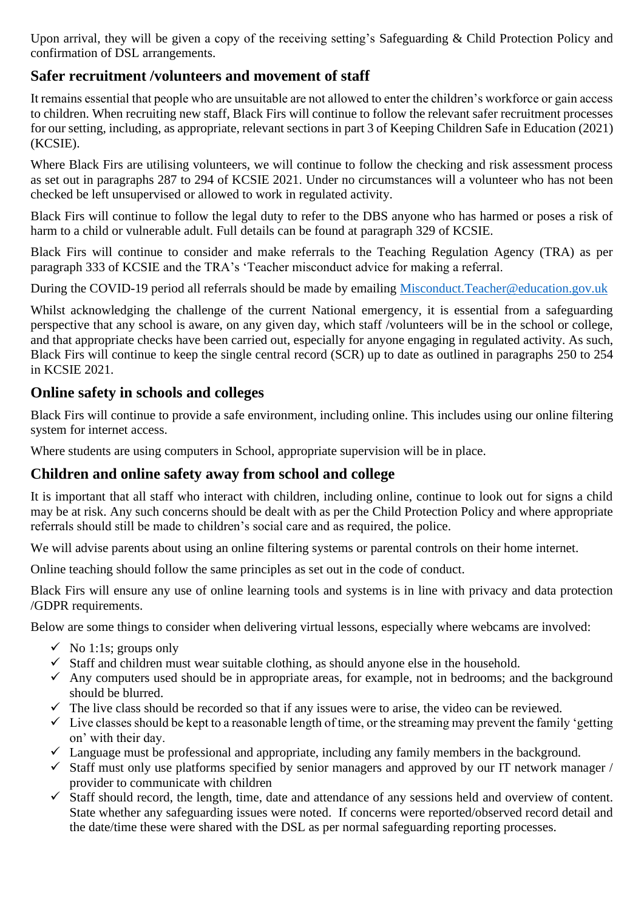Upon arrival, they will be given a copy of the receiving setting's Safeguarding & Child Protection Policy and confirmation of DSL arrangements.

## Safer recruitment /volunteers and movement of staff

It remains essential that people who are unsuitable are not allowed to enter the children's workforce or gain access to children. When recruiting new staff, Black Firs will continue to follow the relevant safer recruitment processes for our setting, including, as appropriate, relevant sections in part 3 of Keeping Children Safe in Education (2021) (KCSIE).

Where Black Firs are utilising volunteers, we will continue to follow the checking and risk assessment process as set out in paragraphs 287 to 294 of KCSIE 2021. Under no circumstances will a volunteer who has not been checked be left unsupervised or allowed to work in regulated activity.

Black Firs will continue to follow the legal duty to refer to the DBS anyone who has harmed or poses a risk of harm to a child or vulnerable adult. Full details can be found at paragraph 329 of KCSIE.

Black Firs will continue to consider and make referrals to the Teaching Regulation Agency (TRA) as per paragraph 333 of KCSIE and the TRA's 'Teacher misconduct advice for making a referral.

During the COVID-19 period all referrals should be made by emailing Misconduct.Teacher@education.gov.uk

Whilst acknowledging the challenge of the current National emergency, it is essential from a safeguarding perspective that any school is aware, on any given day, which staff /volunteers will be in the school or college, and that appropriate checks have been carried out, especially for anyone engaging in regulated activity. As such, Black Firs will continue to keep the single central record (SCR) up to date as outlined in paragraphs 250 to 254 in KCSIE 2021.

## Online safety in schools and colleges

Black Firs will continue to provide a safe environment, including online. This includes using our online filtering system for internet access.

Where students are using computers in School, appropriate supervision will be in place.

## Children and online safety away from school and college

It is important that all staff who interact with children, including online, continue to look out for signs a child may be at risk. Any such concerns should be dealt with as per the Child Protection Policy and where appropriate referrals should still be made to children's social care and as required, the police.

We will advise parents about using an online filtering systems or parental controls on their home internet.

Online teaching should follow the same principles as set out in the code of conduct.

Black Firs will ensure any use of online learning tools and systems is in line with privacy and data protection /GDPR requirements.

Below are some things to consider when delivering virtual lessons, especially where webcams are involved:

- ✓ No 1:1s; groups only
- ✓ Staff and children must wear suitable clothing, as should anyone else in the household.
- ✓ Any computers used should be in appropriate areas, for example, not in bedrooms; and the background should be blurred.
- ✓ The live class should be recorded so that if any issues were to arise, the video can be reviewed.
- ✓ Live classes should be kept to a reasonable length of time, or the streaming may prevent the family 'getting on' with their day.
- ✓ Language must be professional and appropriate, including any family members in the background.
- ✓ Staff must only use platforms specified by senior managers and approved by our IT network manager / provider to communicate with children
- ✓ Staff should record, the length, time, date and attendance of any sessions held and overview of content. State whether any safeguarding issues were noted. If concerns were reported/observed record detail and the date/time these were shared with the DSL as per normal safeguarding reporting processes.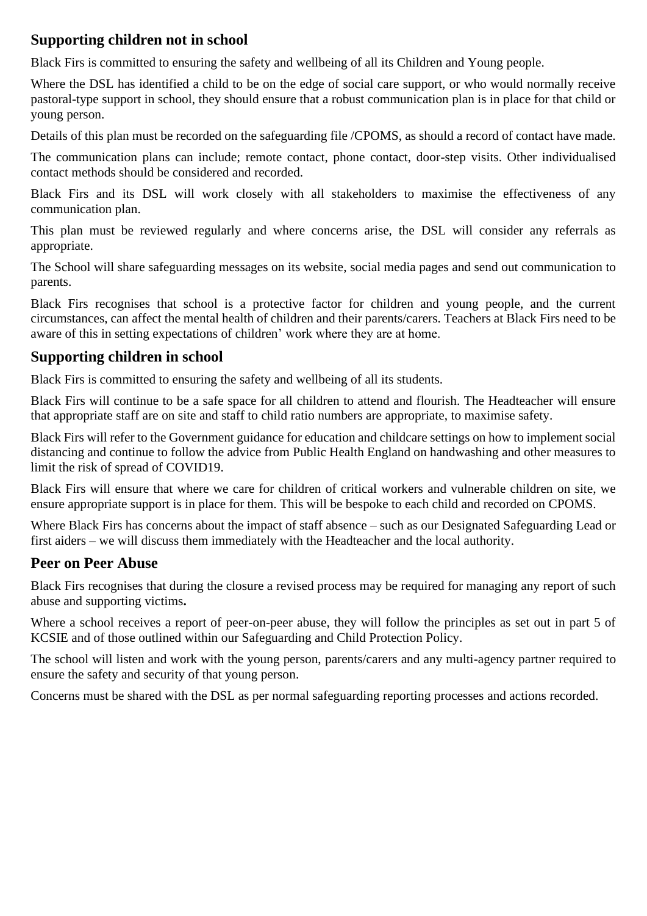## Supporting children not in school

Black Firs is committed to ensuring the safety and wellbeing of all its Children and Young people.

Where the DSL has identified a child to be on the edge of social care support, or who would normally receive pastoral-type support in school, they should ensure that a robust communication plan is in place for that child or young person.

Details of this plan must be recorded on the safeguarding file /CPOMS, as should a record of contact have made.

The communication plans can include; remote contact, phone contact, door-step visits. Other individualised contact methods should be considered and recorded.

Black Firs and its DSL will work closely with all stakeholders to maximise the effectiveness of any communication plan.

This plan must be reviewed regularly and where concerns arise, the DSL will consider any referrals as appropriate.

The School will share safeguarding messages on its website, social media pages and send out communication to parents.

Black Firs recognises that school is a protective factor for children and young people, and the current circumstances, can affect the mental health of children and their parents/carers. Teachers at Black Firs need to be aware of this in setting expectations of children' work where they are at home.

## Supporting children in school

Black Firs is committed to ensuring the safety and wellbeing of all its students.

Black Firs will continue to be a safe space for all children to attend and flourish. The Headteacher will ensure that appropriate staff are on site and staff to child ratio numbers are appropriate, to maximise safety.

Black Firs will refer to the Government guidance for education and childcare settings on how to implement social distancing and continue to follow the advice from Public Health England on handwashing and other measures to limit the risk of spread of COVID19.

Black Firs will ensure that where we care for children of critical workers and vulnerable children on site, we ensure appropriate support is in place for them. This will be bespoke to each child and recorded on CPOMS.

Where Black Firs has concerns about the impact of staff absence – such as our Designated Safeguarding Lead or first aiders – we will discuss them immediately with the Headteacher and the local authority.

## Peer on Peer Abuse

Black Firs recognises that during the closure a revised process may be required for managing any report of such abuse and supporting victims**.**

Where a school receives a report of peer-on-peer abuse, they will follow the principles as set out in part 5 of KCSIE and of those outlined within our Safeguarding and Child Protection Policy.

The school will listen and work with the young person, parents/carers and any multi-agency partner required to ensure the safety and security of that young person.

Concerns must be shared with the DSL as per normal safeguarding reporting processes and actions recorded.